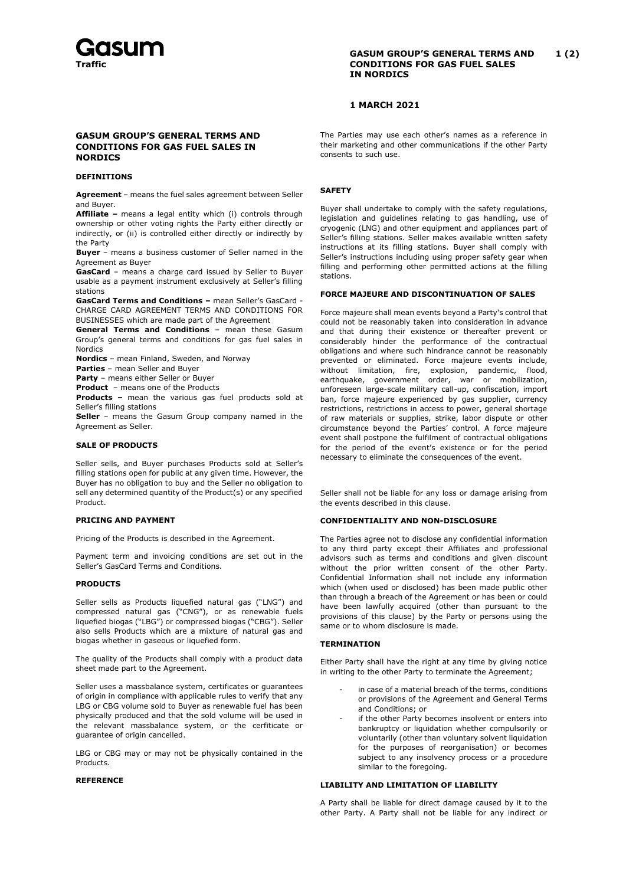# GASUM GROUP'S GENERAL TERMS AND CONDITIONS FOR GAS FUEL SALES IN NORDICS

**1 MARCH 2021**

## GASUM GROUP'S GENERAL TERMS AND CONDITIONS FOR GAS FUEL SALES IN NORDICS

### DEFINITIONS

**Agreement** – means the fuel sales agreement between Seller and Buyer.
**Affiliate –** means a legal entity which (i) controls through ownership or other voting rights the Party either directly or indirectly, or (ii) is controlled either directly or indirectly by the Party
**Buyer** – means a business customer of Seller named in the Agreement as Buyer
**GasCard** – means a charge card issued by Seller to Buyer usable as a payment instrument exclusively at Seller's filling stations
**GasCard Terms and Conditions –** mean Seller's GasCard - CHARGE CARD AGREEMENT TERMS AND CONDITIONS FOR BUSINESSES which are made part of the Agreement
**General Terms and Conditions** – mean these Gasum Group's general terms and conditions for gas fuel sales in Nordics
**Nordics** – mean Finland, Sweden, and Norway
**Parties** – mean Seller and Buyer
**Party** – means either Seller or Buyer
**Product** – means one of the Products
**Products –** mean the various gas fuel products sold at Seller's filling stations
**Seller** – means the Gasum Group company named in the Agreement as Seller.

### SALE OF PRODUCTS

Seller sells, and Buyer purchases Products sold at Seller's filling stations open for public at any given time. However, the Buyer has no obligation to buy and the Seller no obligation to sell any determined quantity of the Product(s) or any specified Product.

### PRICING AND PAYMENT

Pricing of the Products is described in the Agreement.

Payment term and invoicing conditions are set out in the Seller's GasCard Terms and Conditions.

### PRODUCTS

Seller sells as Products liquefied natural gas ("LNG") and compressed natural gas ("CNG"), or as renewable fuels liquefied biogas ("LBG") or compressed biogas ("CBG"). Seller also sells Products which are a mixture of natural gas and biogas whether in gaseous or liquefied form.

The quality of the Products shall comply with a product data sheet made part to the Agreement.

Seller uses a massbalance system, certificates or guarantees of origin in compliance with applicable rules to verify that any LBG or CBG volume sold to Buyer as renewable fuel has been physically produced and that the sold volume will be used in the relevant massbalance system, or the certificate or guarantee of origin cancelled.

LBG or CBG may or may not be physically contained in the Products.

### REFERENCE

The Parties may use each other's names as a reference in their marketing and other communications if the other Party consents to such use.

### SAFETY

Buyer shall undertake to comply with the safety regulations, legislation and guidelines relating to gas handling, use of cryogenic (LNG) and other equipment and appliances part of Seller's filling stations. Seller makes available written safety instructions at its filling stations. Buyer shall comply with Seller's instructions including using proper safety gear when filling and performing other permitted actions at the filling stations.

### FORCE MAJEURE AND DISCONTINUATION OF SALES

Force majeure shall mean events beyond a Party's control that could not be reasonably taken into consideration in advance and that during their existence or thereafter prevent or considerably hinder the performance of the contractual obligations and where such hindrance cannot be reasonably prevented or eliminated. Force majeure events include, without limitation, fire, explosion, pandemic, flood, earthquake, government order, war or mobilization, unforeseen large-scale military call-up, confiscation, import ban, force majeure experienced by gas supplier, currency restrictions, restrictions in access to power, general shortage of raw materials or supplies, strike, labor dispute or other circumstance beyond the Parties' control. A force majeure event shall postpone the fulfilment of contractual obligations for the period of the event's existence or for the period necessary to eliminate the consequences of the event.

Seller shall not be liable for any loss or damage arising from the events described in this clause.

### CONFIDENTIALITY AND NON-DISCLOSURE

The Parties agree not to disclose any confidential information to any third party except their Affiliates and professional advisors such as terms and conditions and given discount without the prior written consent of the other Party. Confidential Information shall not include any information which (when used or disclosed) has been made public other than through a breach of the Agreement or has been or could have been lawfully acquired (other than pursuant to the provisions of this clause) by the Party or persons using the same or to whom disclosure is made.

### TERMINATION

Either Party shall have the right at any time by giving notice in writing to the other Party to terminate the Agreement;

- in case of a material breach of the terms, conditions or provisions of the Agreement and General Terms and Conditions; or
- if the other Party becomes insolvent or enters into bankruptcy or liquidation whether compulsorily or voluntarily (other than voluntary solvent liquidation for the purposes of reorganisation) or becomes subject to any insolvency process or a procedure similar to the foregoing.

### LIABILITY AND LIMITATION OF LIABILITY

A Party shall be liable for direct damage caused by it to the other Party. A Party shall not be liable for any indirect or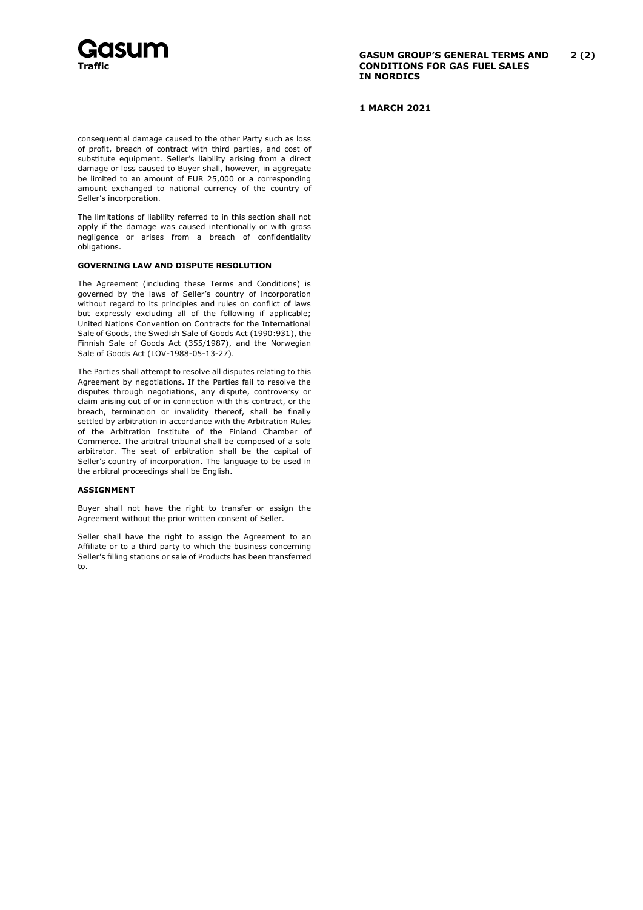consequential damage caused to the other Party such as loss of profit, breach of contract with third parties, and cost of substitute equipment. Seller's liability arising from a direct damage or loss caused to Buyer shall, however, in aggregate be limited to an amount of EUR 25,000 or a corresponding amount exchanged to national currency of the country of Seller's incorporation.

The limitations of liability referred to in this section shall not apply if the damage was caused intentionally or with gross negligence or arises from a breach of confidentiality obligations.

**GOVERNING LAW AND DISPUTE RESOLUTION**

The Agreement (including these Terms and Conditions) is governed by the laws of Seller's country of incorporation without regard to its principles and rules on conflict of laws but expressly excluding all of the following if applicable; United Nations Convention on Contracts for the International Sale of Goods, the Swedish Sale of Goods Act (1990:931), the Finnish Sale of Goods Act (355/1987), and the Norwegian Sale of Goods Act (LOV-1988-05-13-27).

The Parties shall attempt to resolve all disputes relating to this Agreement by negotiations. If the Parties fail to resolve the disputes through negotiations, any dispute, controversy or claim arising out of or in connection with this contract, or the breach, termination or invalidity thereof, shall be finally settled by arbitration in accordance with the Arbitration Rules of the Arbitration Institute of the Finland Chamber of Commerce. The arbitral tribunal shall be composed of a sole arbitrator. The seat of arbitration shall be the capital of Seller's country of incorporation. The language to be used in the arbitral proceedings shall be English.

**ASSIGNMENT**

Buyer shall not have the right to transfer or assign the Agreement without the prior written consent of Seller.

Seller shall have the right to assign the Agreement to an Affiliate or to a third party to which the business concerning Seller's filling stations or sale of Products has been transferred to.